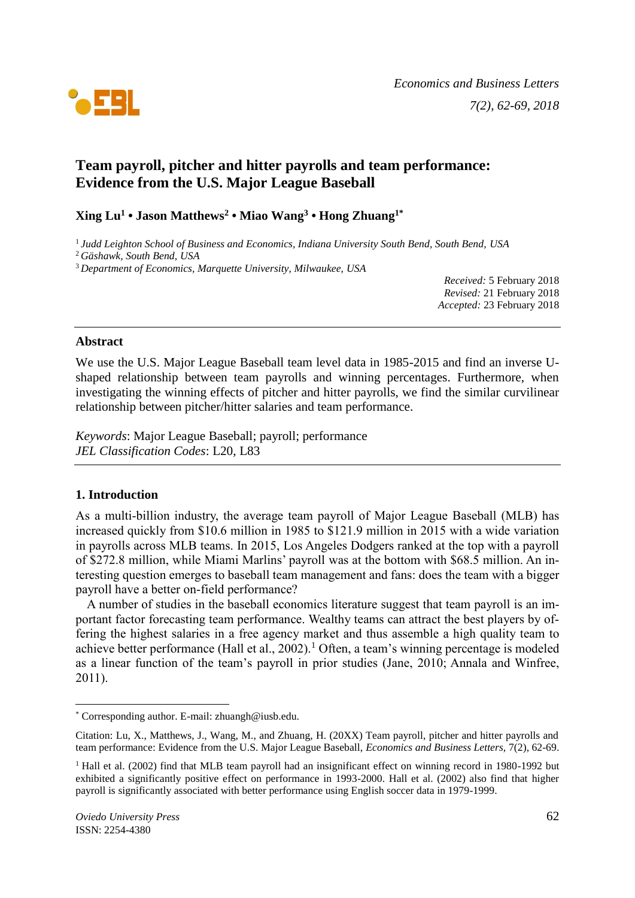# Team payroll, pitcher and hitter payrolls and team performance: Evidence from the U.S. Major League Baseball

**Xing Lu[1] • Jason Matthews[2] • Miao Wang[3] • Hong Zhuang[1*]**

[1] *Judd Leighton School of Business and Economics, Indiana University South Bend, South Bend, USA*
[2] *Gäshawk, South Bend, USA*
[3] *Department of Economics, Marquette University, Milwaukee, USA*

*Received:* 5 February 2018
*Revised:* 21 February 2018
*Accepted:* 23 February 2018

## Abstract

We use the U.S. Major League Baseball team level data in 1985-2015 and find an inverse U-shaped relationship between team payrolls and winning percentages. Furthermore, when investigating the winning effects of pitcher and hitter payrolls, we find the similar curvilinear relationship between pitcher/hitter salaries and team performance.

*Keywords*: Major League Baseball; payroll; performance
*JEL Classification Codes*: L20, L83

## 1. Introduction

As a multi-billion industry, the average team payroll of Major League Baseball (MLB) has increased quickly from $10.6 million in 1985 to $121.9 million in 2015 with a wide variation in payrolls across MLB teams. In 2015, Los Angeles Dodgers ranked at the top with a payroll of $272.8 million, while Miami Marlins' payroll was at the bottom with $68.5 million. An interesting question emerges to baseball team management and fans: does the team with a bigger payroll have a better on-field performance?

A number of studies in the baseball economics literature suggest that team payroll is an important factor forecasting team performance. Wealthy teams can attract the best players by offering the highest salaries in a free agency market and thus assemble a high quality team to achieve better performance (Hall et al., 2002).[1] Often, a team's winning percentage is modeled as a linear function of the team's payroll in prior studies (Jane, 2010; Annala and Winfree, 2011).

---

[*] Corresponding author. E-mail: zhuangh@iusb.edu.

Citation: Lu, X., Matthews, J., Wang, M., and Zhuang, H. (20XX) Team payroll, pitcher and hitter payrolls and team performance: Evidence from the U.S. Major League Baseball, *Economics and Business Letters,* 7(2), 62-69.

[1] Hall et al. (2002) find that MLB team payroll had an insignificant effect on winning record in 1980-1992 but exhibited a significantly positive effect on performance in 1993-2000. Hall et al. (2002) also find that higher payroll is significantly associated with better performance using English soccer data in 1979-1999.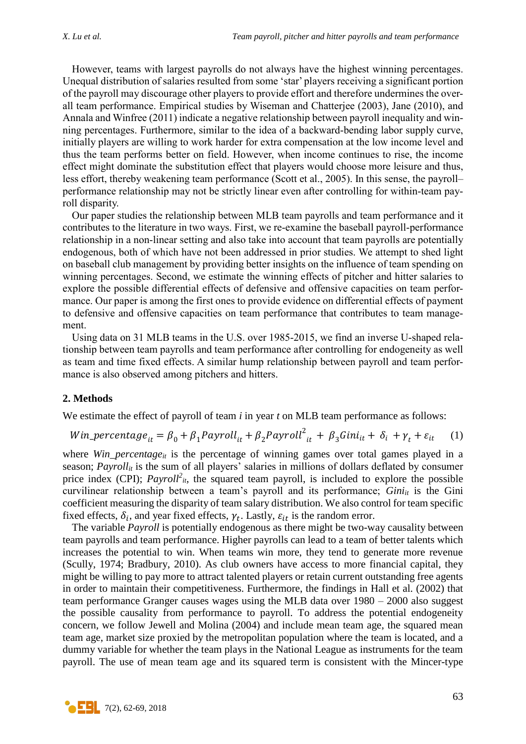However, teams with largest payrolls do not always have the highest winning percentages. Unequal distribution of salaries resulted from some 'star' players receiving a significant portion of the payroll may discourage other players to provide effort and therefore undermines the overall team performance. Empirical studies by Wiseman and Chatterjee (2003), Jane (2010), and Annala and Winfree (2011) indicate a negative relationship between payroll inequality and winning percentages. Furthermore, similar to the idea of a backward-bending labor supply curve, initially players are willing to work harder for extra compensation at the low income level and thus the team performs better on field. However, when income continues to rise, the income effect might dominate the substitution effect that players would choose more leisure and thus, less effort, thereby weakening team performance (Scott et al., 2005). In this sense, the payroll–performance relationship may not be strictly linear even after controlling for within-team payroll disparity.

Our paper studies the relationship between MLB team payrolls and team performance and it contributes to the literature in two ways. First, we re-examine the baseball payroll-performance relationship in a non-linear setting and also take into account that team payrolls are potentially endogenous, both of which have not been addressed in prior studies. We attempt to shed light on baseball club management by providing better insights on the influence of team spending on winning percentages. Second, we estimate the winning effects of pitcher and hitter salaries to explore the possible differential effects of defensive and offensive capacities on team performance. Our paper is among the first ones to provide evidence on differential effects of payment to defensive and offensive capacities on team performance that contributes to team management.

Using data on 31 MLB teams in the U.S. over 1985-2015, we find an inverse U-shaped relationship between team payrolls and team performance after controlling for endogeneity as well as team and time fixed effects. A similar hump relationship between payroll and team performance is also observed among pitchers and hitters.

## 2. Methods

We estimate the effect of payroll of team *i* in year *t* on MLB team performance as follows:

$$Win\_percentage_{it} = \beta_0 + \beta_1 Payroll_{it} + \beta_2 Payroll^2_{it} + \beta_3 Gini_{it} + \delta_i + \gamma_t + \varepsilon_{it} \quad (1)$$

where $Win\_percentage_{it}$ is the percentage of winning games over total games played in a season; $Payroll_{it}$ is the sum of all players' salaries in millions of dollars deflated by consumer price index (CPI); $Payroll^2_{it}$, the squared team payroll, is included to explore the possible curvilinear relationship between a team's payroll and its performance; $Gini_{it}$ is the Gini coefficient measuring the disparity of team salary distribution. We also control for team specific fixed effects, $\delta_i$, and year fixed effects, $\gamma_t$. Lastly, $\varepsilon_{it}$ is the random error.

The variable *Payroll* is potentially endogenous as there might be two-way causality between team payrolls and team performance. Higher payrolls can lead to a team of better talents which increases the potential to win. When teams win more, they tend to generate more revenue (Scully, 1974; Bradbury, 2010). As club owners have access to more financial capital, they might be willing to pay more to attract talented players or retain current outstanding free agents in order to maintain their competitiveness. Furthermore, the findings in Hall et al. (2002) that team performance Granger causes wages using the MLB data over 1980 – 2000 also suggest the possible causality from performance to payroll. To address the potential endogeneity concern, we follow Jewell and Molina (2004) and include mean team age, the squared mean team age, market size proxied by the metropolitan population where the team is located, and a dummy variable for whether the team plays in the National League as instruments for the team payroll. The use of mean team age and its squared term is consistent with the Mincer-type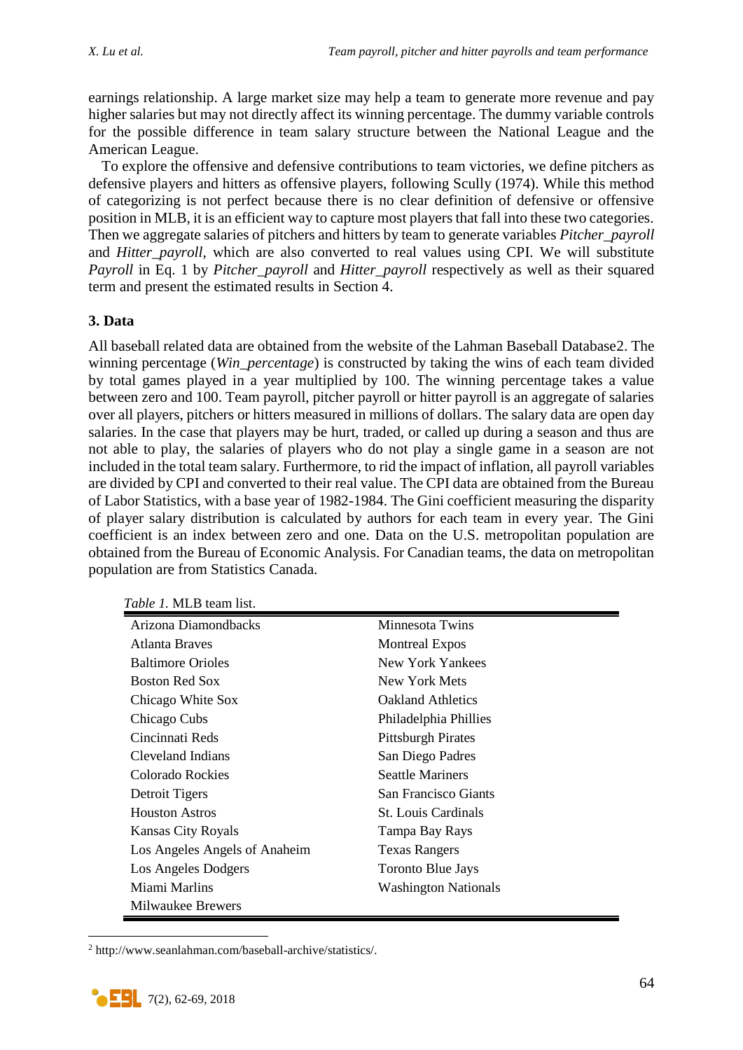earnings relationship. A large market size may help a team to generate more revenue and pay higher salaries but may not directly affect its winning percentage. The dummy variable controls for the possible difference in team salary structure between the National League and the American League.

To explore the offensive and defensive contributions to team victories, we define pitchers as defensive players and hitters as offensive players, following Scully (1974). While this method of categorizing is not perfect because there is no clear definition of defensive or offensive position in MLB, it is an efficient way to capture most players that fall into these two categories. Then we aggregate salaries of pitchers and hitters by team to generate variables *Pitcher_payroll* and *Hitter_payroll*, which are also converted to real values using CPI. We will substitute *Payroll* in Eq. 1 by *Pitcher_payroll* and *Hitter_payroll* respectively as well as their squared term and present the estimated results in Section 4.

## 3. Data

All baseball related data are obtained from the website of the Lahman Baseball Database[2]. The winning percentage (*Win_percentage*) is constructed by taking the wins of each team divided by total games played in a year multiplied by 100. The winning percentage takes a value between zero and 100. Team payroll, pitcher payroll or hitter payroll is an aggregate of salaries over all players, pitchers or hitters measured in millions of dollars. The salary data are open day salaries. In the case that players may be hurt, traded, or called up during a season and thus are not able to play, the salaries of players who do not play a single game in a season are not included in the total team salary. Furthermore, to rid the impact of inflation, all payroll variables are divided by CPI and converted to their real value. The CPI data are obtained from the Bureau of Labor Statistics, with a base year of 1982-1984. The Gini coefficient measuring the disparity of player salary distribution is calculated by authors for each team in every year. The Gini coefficient is an index between zero and one. Data on the U.S. metropolitan population are obtained from the Bureau of Economic Analysis. For Canadian teams, the data on metropolitan population are from Statistics Canada.

*Table 1.* MLB team list.

| | |
|---|---|
| Arizona Diamondbacks | Minnesota Twins |
| Atlanta Braves | Montreal Expos |
| Baltimore Orioles | New York Yankees |
| Boston Red Sox | New York Mets |
| Chicago White Sox | Oakland Athletics |
| Chicago Cubs | Philadelphia Phillies |
| Cincinnati Reds | Pittsburgh Pirates |
| Cleveland Indians | San Diego Padres |
| Colorado Rockies | Seattle Mariners |
| Detroit Tigers | San Francisco Giants |
| Houston Astros | St. Louis Cardinals |
| Kansas City Royals | Tampa Bay Rays |
| Los Angeles Angels of Anaheim | Texas Rangers |
| Los Angeles Dodgers | Toronto Blue Jays |
| Miami Marlins | Washington Nationals |
| Milwaukee Brewers | |

[2] http://www.seanlahman.com/baseball-archive/statistics/.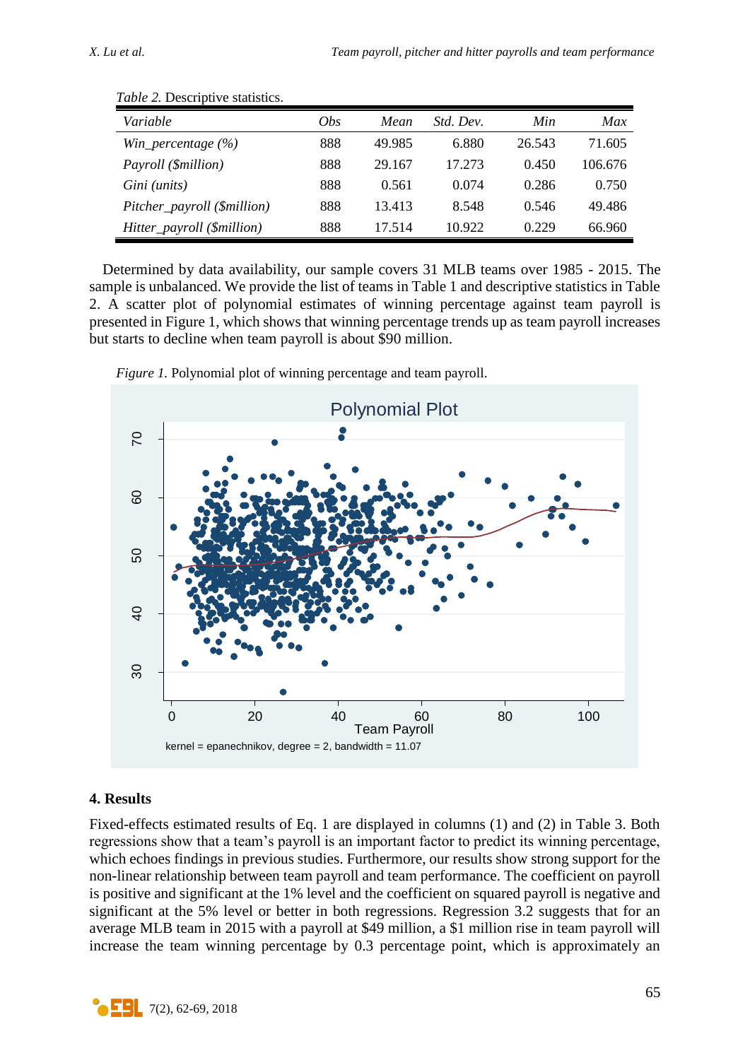*Table 2.* Descriptive statistics.

| *Variable* | *Obs* | *Mean* | *Std. Dev.* | *Min* | *Max* |
|---|---|---|---|---|---|
| *Win_percentage (%)* | 888 | 49.985 | 6.880 | 26.543 | 71.605 |
| *Payroll ($million)* | 888 | 29.167 | 17.273 | 0.450 | 106.676 |
| *Gini (units)* | 888 | 0.561 | 0.074 | 0.286 | 0.750 |
| *Pitcher_payroll ($million)* | 888 | 13.413 | 8.548 | 0.546 | 49.486 |
| *Hitter_payroll ($million)* | 888 | 17.514 | 10.922 | 0.229 | 66.960 |

Determined by data availability, our sample covers 31 MLB teams over 1985 - 2015. The sample is unbalanced. We provide the list of teams in Table 1 and descriptive statistics in Table 2. A scatter plot of polynomial estimates of winning percentage against team payroll is presented in Figure 1, which shows that winning percentage trends up as team payroll increases but starts to decline when team payroll is about $90 million.

*Figure 1.* Polynomial plot of winning percentage and team payroll.

## 4. Results

Fixed-effects estimated results of Eq. 1 are displayed in columns (1) and (2) in Table 3. Both regressions show that a team's payroll is an important factor to predict its winning percentage, which echoes findings in previous studies. Furthermore, our results show strong support for the non-linear relationship between team payroll and team performance. The coefficient on payroll is positive and significant at the 1% level and the coefficient on squared payroll is negative and significant at the 5% level or better in both regressions. Regression 3.2 suggests that for an average MLB team in 2015 with a payroll at $49 million, a $1 million rise in team payroll will increase the team winning percentage by 0.3 percentage point, which is approximately an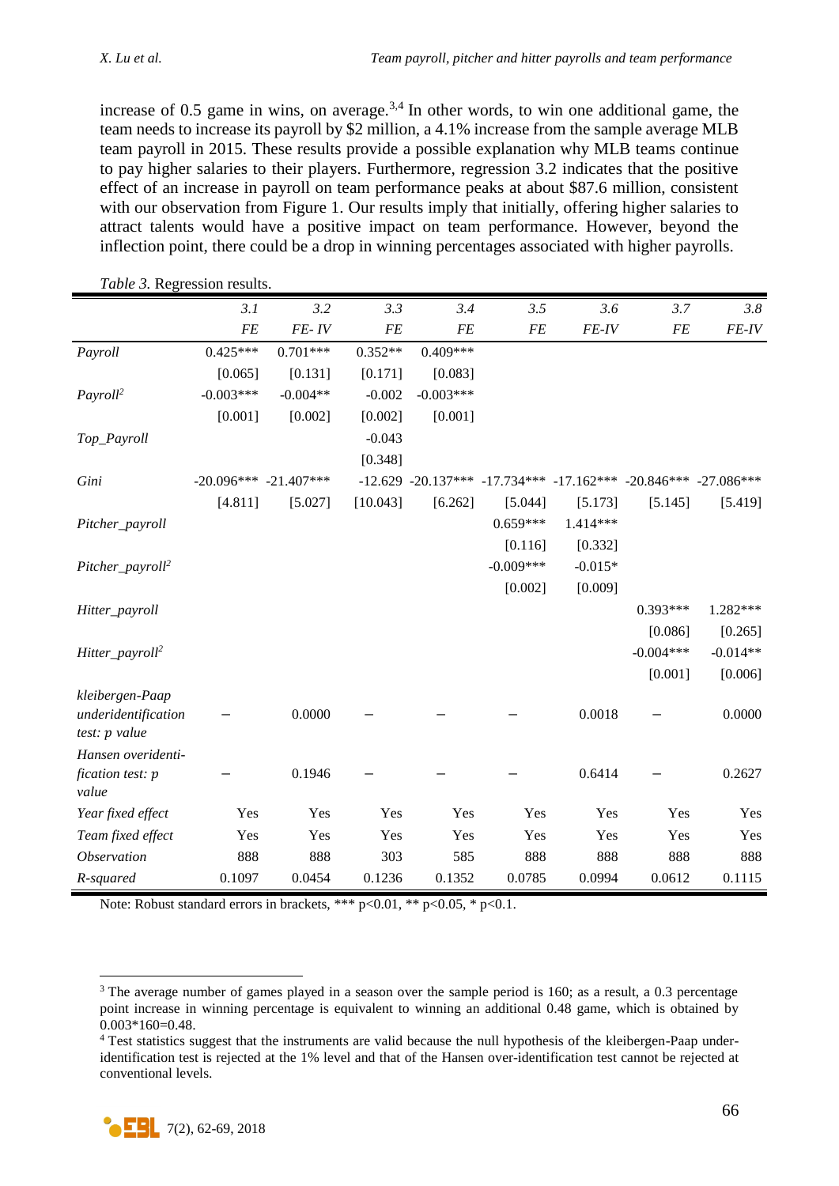increase of 0.5 game in wins, on average.[3,4] In other words, to win one additional game, the team needs to increase its payroll by $2 million, a 4.1% increase from the sample average MLB team payroll in 2015. These results provide a possible explanation why MLB teams continue to pay higher salaries to their players. Furthermore, regression 3.2 indicates that the positive effect of an increase in payroll on team performance peaks at about $87.6 million, consistent with our observation from Figure 1. Our results imply that initially, offering higher salaries to attract talents would have a positive impact on team performance. However, beyond the inflection point, there could be a drop in winning percentages associated with higher payrolls.

*Table 3.* Regression results.

| | *3.1* | *3.2* | *3.3* | *3.4* | *3.5* | *3.6* | *3.7* | *3.8* |
|---|---|---|---|---|---|---|---|---|
| | *FE* | *FE- IV* | *FE* | *FE* | *FE* | *FE-IV* | *FE* | *FE-IV* |
| *Payroll* | 0.425*** | 0.701*** | 0.352** | 0.409*** | | | | |
| | [0.065] | [0.131] | [0.171] | [0.083] | | | | |
| *Payroll²* | -0.003*** | -0.004** | -0.002 | -0.003*** | | | | |
| | [0.001] | [0.002] | [0.002] | [0.001] | | | | |
| *Top_Payroll* | | | -0.043 | | | | | |
| | | | [0.348] | | | | | |
| *Gini* | -20.096*** | -21.407*** | -12.629 | -20.137*** | -17.734*** | -17.162*** | -20.846*** | -27.086*** |
| | [4.811] | [5.027] | [10.043] | [6.262] | [5.044] | [5.173] | [5.145] | [5.419] |
| *Pitcher_payroll* | | | | | 0.659*** | 1.414*** | | |
| | | | | | [0.116] | [0.332] | | |
| *Pitcher_payroll²* | | | | | -0.009*** | -0.015* | | |
| | | | | | [0.002] | [0.009] | | |
| *Hitter_payroll* | | | | | | | 0.393*** | 1.282*** |
| | | | | | | | [0.086] | [0.265] |
| *Hitter_payroll²* | | | | | | | -0.004*** | -0.014** |
| | | | | | | | [0.001] | [0.006] |
| *kleibergen-Paap underidentification test: p value* | – | 0.0000 | – | – | – | 0.0018 | – | 0.0000 |
| *Hansen overidentification test: p value* | – | 0.1946 | – | – | – | 0.6414 | – | 0.2627 |
| *Year fixed effect* | Yes | Yes | Yes | Yes | Yes | Yes | Yes | Yes |
| *Team fixed effect* | Yes | Yes | Yes | Yes | Yes | Yes | Yes | Yes |
| *Observation* | 888 | 888 | 303 | 585 | 888 | 888 | 888 | 888 |
| *R-squared* | 0.1097 | 0.0454 | 0.1236 | 0.1352 | 0.0785 | 0.0994 | 0.0612 | 0.1115 |

Note: Robust standard errors in brackets, *** p<0.01, ** p<0.05, * p<0.1.

---

[3] The average number of games played in a season over the sample period is 160; as a result, a 0.3 percentage point increase in winning percentage is equivalent to winning an additional 0.48 game, which is obtained by 0.003*160=0.48.

[4] Test statistics suggest that the instruments are valid because the null hypothesis of the kleibergen-Paap under-identification test is rejected at the 1% level and that of the Hansen over-identification test cannot be rejected at conventional levels.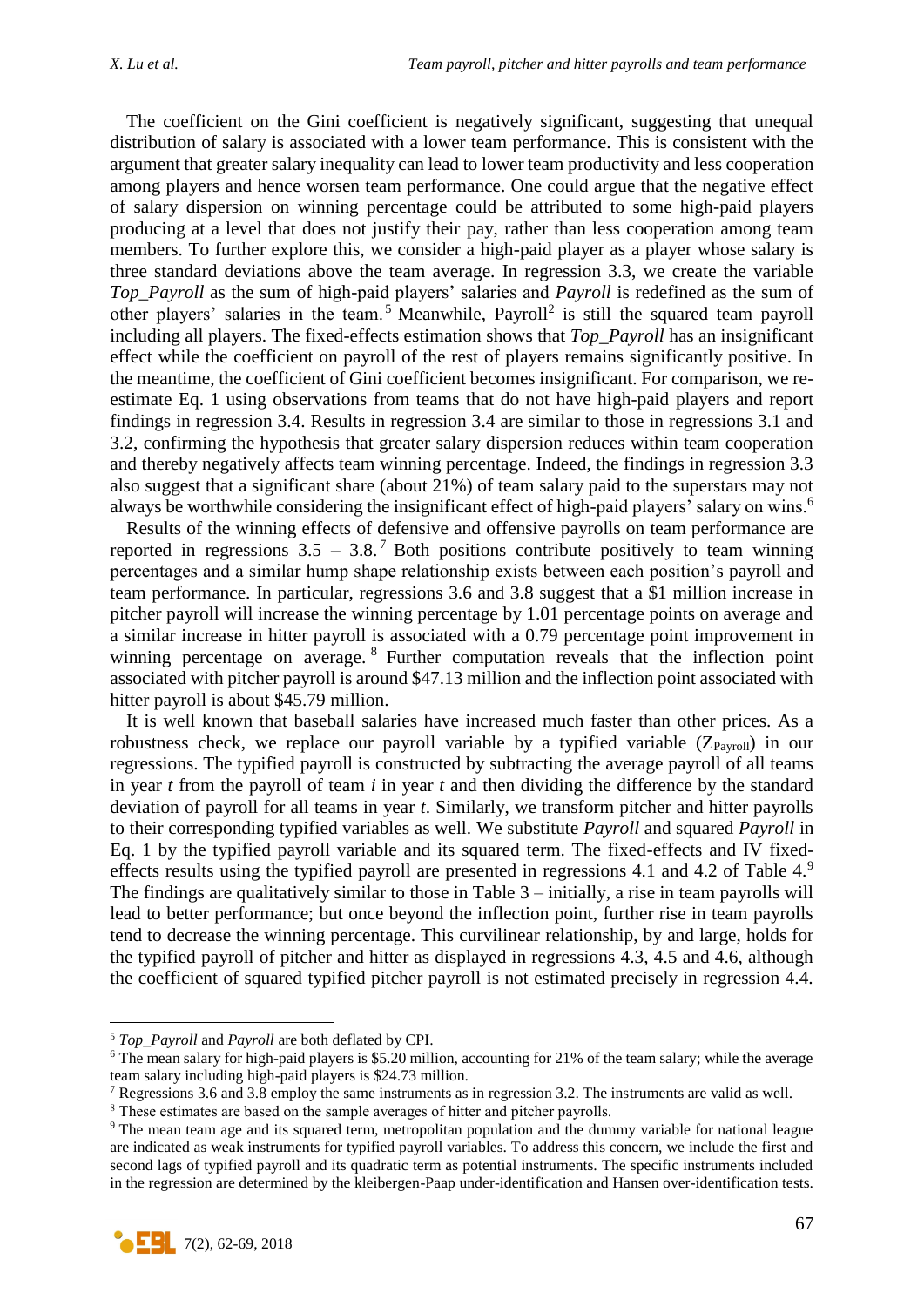The coefficient on the Gini coefficient is negatively significant, suggesting that unequal distribution of salary is associated with a lower team performance. This is consistent with the argument that greater salary inequality can lead to lower team productivity and less cooperation among players and hence worsen team performance. One could argue that the negative effect of salary dispersion on winning percentage could be attributed to some high-paid players producing at a level that does not justify their pay, rather than less cooperation among team members. To further explore this, we consider a high-paid player as a player whose salary is three standard deviations above the team average. In regression 3.3, we create the variable *Top_Payroll* as the sum of high-paid players' salaries and *Payroll* is redefined as the sum of other players' salaries in the team.[5] Meanwhile, $\text{Payroll}^2$ is still the squared team payroll including all players. The fixed-effects estimation shows that *Top_Payroll* has an insignificant effect while the coefficient on payroll of the rest of players remains significantly positive. In the meantime, the coefficient of Gini coefficient becomes insignificant. For comparison, we re-estimate Eq. 1 using observations from teams that do not have high-paid players and report findings in regression 3.4. Results in regression 3.4 are similar to those in regressions 3.1 and 3.2, confirming the hypothesis that greater salary dispersion reduces within team cooperation and thereby negatively affects team winning percentage. Indeed, the findings in regression 3.3 also suggest that a significant share (about 21%) of team salary paid to the superstars may not always be worthwhile considering the insignificant effect of high-paid players' salary on wins.[6]

Results of the winning effects of defensive and offensive payrolls on team performance are reported in regressions 3.5 – 3.8.[7] Both positions contribute positively to team winning percentages and a similar hump shape relationship exists between each position's payroll and team performance. In particular, regressions 3.6 and 3.8 suggest that a \$1 million increase in pitcher payroll will increase the winning percentage by 1.01 percentage points on average and a similar increase in hitter payroll is associated with a 0.79 percentage point improvement in winning percentage on average.[8] Further computation reveals that the inflection point associated with pitcher payroll is around \$47.13 million and the inflection point associated with hitter payroll is about \$45.79 million.

It is well known that baseball salaries have increased much faster than other prices. As a robustness check, we replace our payroll variable by a typified variable ($Z_{\text{Payroll}}$) in our regressions. The typified payroll is constructed by subtracting the average payroll of all teams in year $t$ from the payroll of team $i$ in year $t$ and then dividing the difference by the standard deviation of payroll for all teams in year $t$. Similarly, we transform pitcher and hitter payrolls to their corresponding typified variables as well. We substitute *Payroll* and squared *Payroll* in Eq. 1 by the typified payroll variable and its squared term. The fixed-effects and IV fixed-effects results using the typified payroll are presented in regressions 4.1 and 4.2 of Table 4.[9] The findings are qualitatively similar to those in Table 3 – initially, a rise in team payrolls will lead to better performance; but once beyond the inflection point, further rise in team payrolls tend to decrease the winning percentage. This curvilinear relationship, by and large, holds for the typified payroll of pitcher and hitter as displayed in regressions 4.3, 4.5 and 4.6, although the coefficient of squared typified pitcher payroll is not estimated precisely in regression 4.4.

---

[5] *Top_Payroll* and *Payroll* are both deflated by CPI.

[6] The mean salary for high-paid players is \$5.20 million, accounting for 21% of the team salary; while the average team salary including high-paid players is \$24.73 million.

[7] Regressions 3.6 and 3.8 employ the same instruments as in regression 3.2. The instruments are valid as well.

[8] These estimates are based on the sample averages of hitter and pitcher payrolls.

[9] The mean team age and its squared term, metropolitan population and the dummy variable for national league are indicated as weak instruments for typified payroll variables. To address this concern, we include the first and second lags of typified payroll and its quadratic term as potential instruments. The specific instruments included in the regression are determined by the kleibergen-Paap under-identification and Hansen over-identification tests.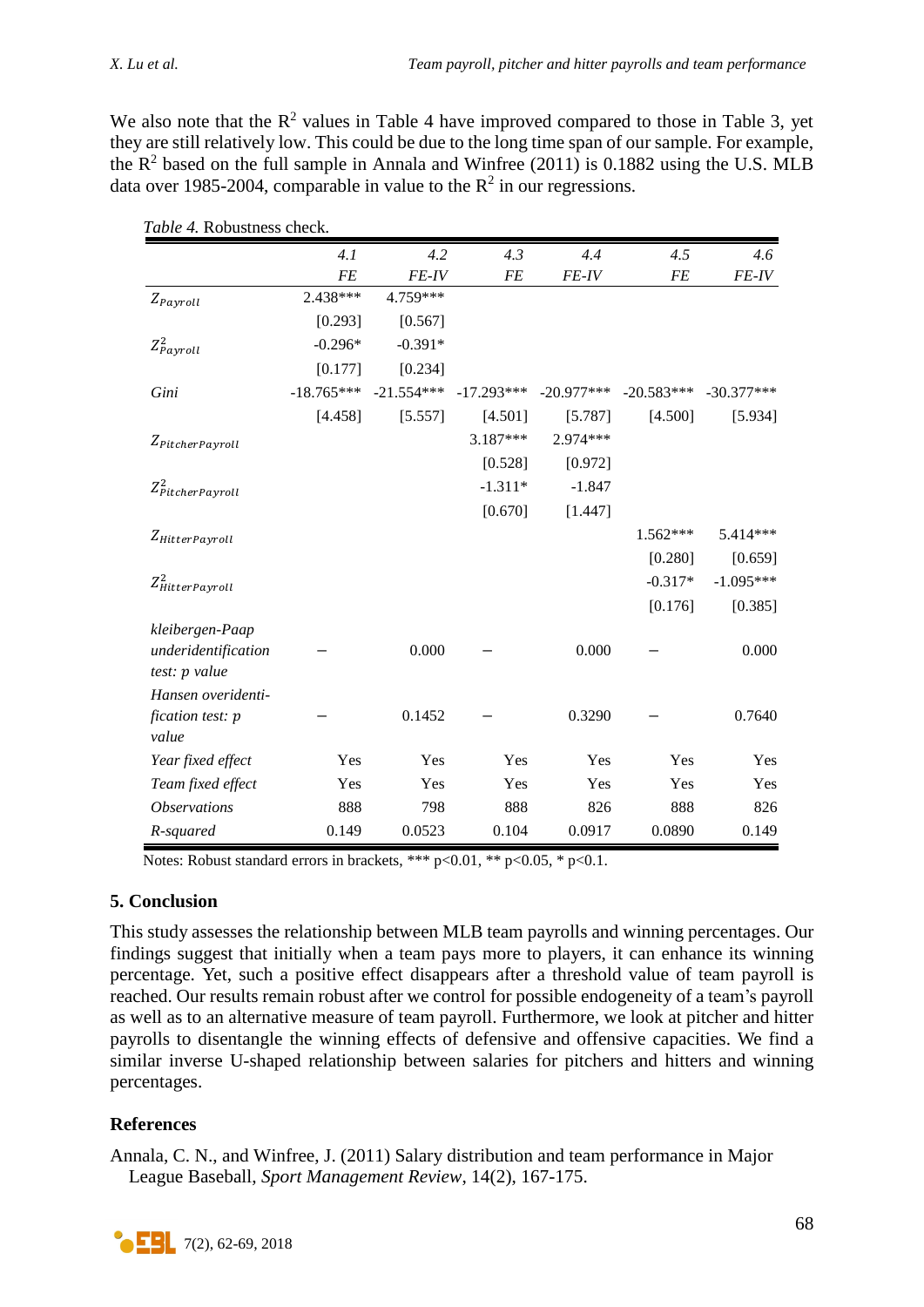We also note that the $R^2$ values in Table 4 have improved compared to those in Table 3, yet they are still relatively low. This could be due to the long time span of our sample. For example, the $R^2$ based on the full sample in Annala and Winfree (2011) is 0.1882 using the U.S. MLB data over 1985-2004, comparable in value to the $R^2$ in our regressions.

*Table 4.* Robustness check.

| | *4.1* | *4.2* | *4.3* | *4.4* | *4.5* | *4.6* |
|---|---|---|---|---|---|---|
| | *FE* | *FE-IV* | *FE* | *FE-IV* | *FE* | *FE-IV* |
| $Z_{Payroll}$ | 2.438*** | 4.759*** | | | | |
| | [0.293] | [0.567] | | | | |
| $Z^2_{Payroll}$ | -0.296* | -0.391* | | | | |
| | [0.177] | [0.234] | | | | |
| *Gini* | -18.765*** | -21.554*** | -17.293*** | -20.977*** | -20.583*** | -30.377*** |
| | [4.458] | [5.557] | [4.501] | [5.787] | [4.500] | [5.934] |
| $Z_{PitcherPayroll}$ | | | 3.187*** | 2.974*** | | |
| | | | [0.528] | [0.972] | | |
| $Z^2_{PitcherPayroll}$ | | | -1.311* | -1.847 | | |
| | | | [0.670] | [1.447] | | |
| $Z_{HitterPayroll}$ | | | | | 1.562*** | 5.414*** |
| | | | | | [0.280] | [0.659] |
| $Z^2_{HitterPayroll}$ | | | | | -0.317* | -1.095*** |
| | | | | | [0.176] | [0.385] |
| *kleibergen-Paap underidentification test: p value* | – | 0.000 | – | 0.000 | – | 0.000 |
| *Hansen overidentification test: p value* | – | 0.1452 | – | 0.3290 | – | 0.7640 |
| *Year fixed effect* | Yes | Yes | Yes | Yes | Yes | Yes |
| *Team fixed effect* | Yes | Yes | Yes | Yes | Yes | Yes |
| *Observations* | 888 | 798 | 888 | 826 | 888 | 826 |
| *R-squared* | 0.149 | 0.0523 | 0.104 | 0.0917 | 0.0890 | 0.149 |

Notes: Robust standard errors in brackets, *** p<0.01, ** p<0.05, * p<0.1.

## 5. Conclusion

This study assesses the relationship between MLB team payrolls and winning percentages. Our findings suggest that initially when a team pays more to players, it can enhance its winning percentage. Yet, such a positive effect disappears after a threshold value of team payroll is reached. Our results remain robust after we control for possible endogeneity of a team's payroll as well as to an alternative measure of team payroll. Furthermore, we look at pitcher and hitter payrolls to disentangle the winning effects of defensive and offensive capacities. We find a similar inverse U-shaped relationship between salaries for pitchers and hitters and winning percentages.

## References

Annala, C. N., and Winfree, J. (2011) Salary distribution and team performance in Major League Baseball, *Sport Management Review*, 14(2), 167-175.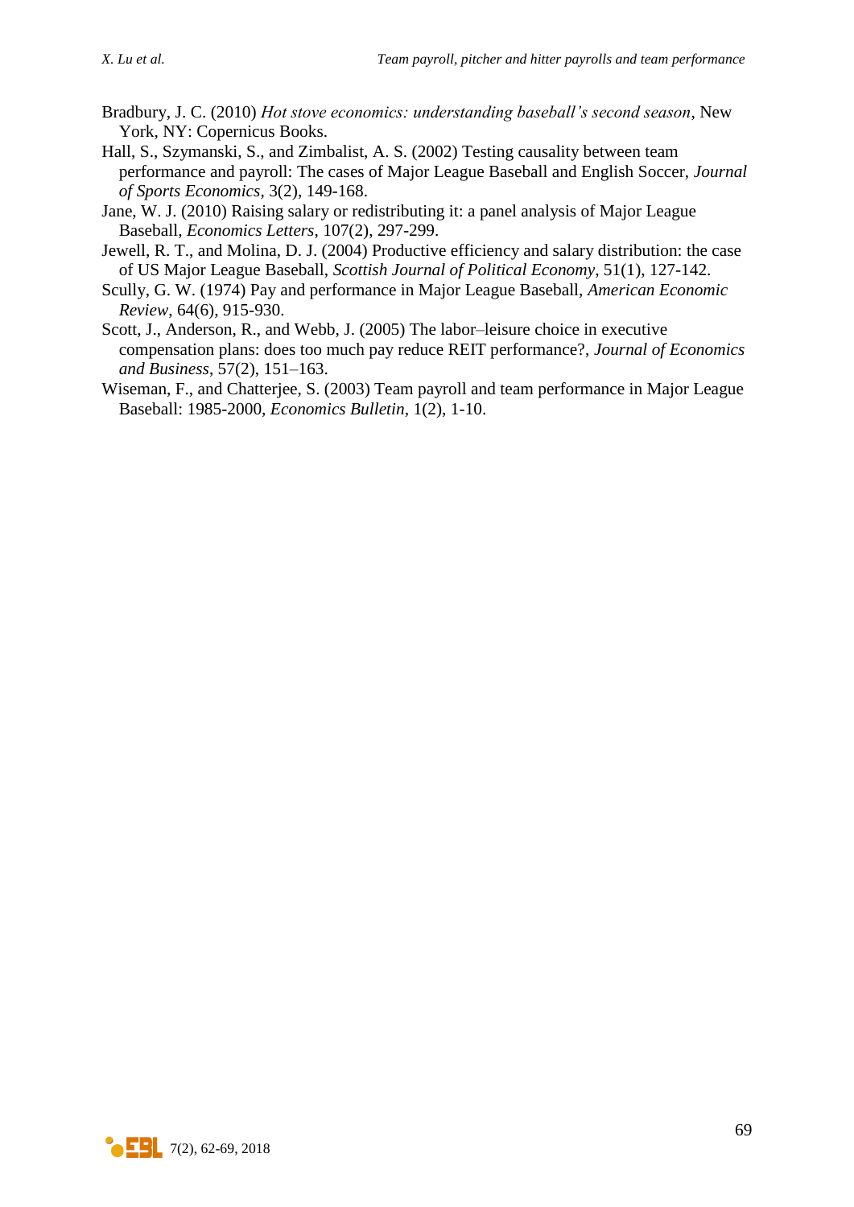Bradbury, J. C. (2010) *Hot stove economics: understanding baseball's second season*, New York, NY: Copernicus Books.

Hall, S., Szymanski, S., and Zimbalist, A. S. (2002) Testing causality between team performance and payroll: The cases of Major League Baseball and English Soccer, *Journal of Sports Economics*, 3(2), 149-168.

Jane, W. J. (2010) Raising salary or redistributing it: a panel analysis of Major League Baseball, *Economics Letters*, 107(2), 297-299.

Jewell, R. T., and Molina, D. J. (2004) Productive efficiency and salary distribution: the case of US Major League Baseball, *Scottish Journal of Political Economy*, 51(1), 127-142.

Scully, G. W. (1974) Pay and performance in Major League Baseball, *American Economic Review*, 64(6), 915-930.

Scott, J., Anderson, R., and Webb, J. (2005) The labor–leisure choice in executive compensation plans: does too much pay reduce REIT performance?, *Journal of Economics and Business*, 57(2), 151–163.

Wiseman, F., and Chatterjee, S. (2003) Team payroll and team performance in Major League Baseball: 1985-2000, *Economics Bulletin*, 1(2), 1-10.